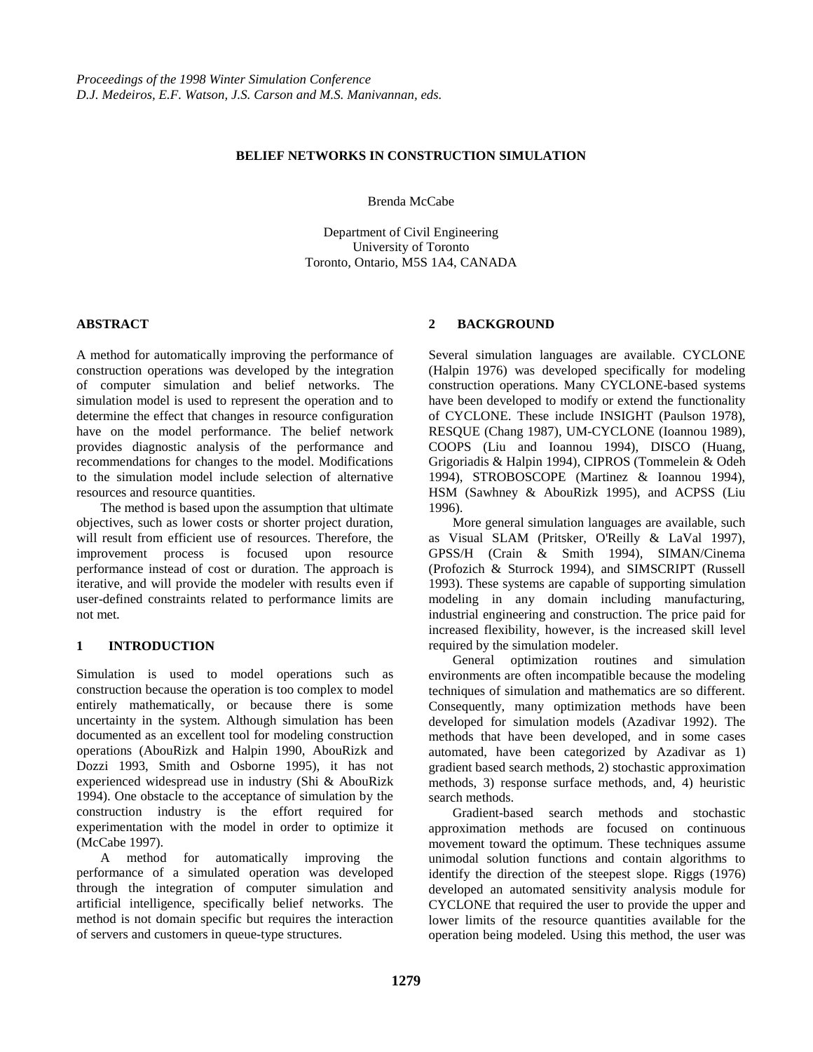*Proceedings of the 1998 Winter Simulation Conference*
*D.J. Medeiros, E.F. Watson, J.S. Carson and M.S. Manivannan, eds.*

# BELIEF NETWORKS IN CONSTRUCTION SIMULATION

Brenda McCabe

Department of Civil Engineering
University of Toronto
Toronto, Ontario, M5S 1A4, CANADA

## ABSTRACT

A method for automatically improving the performance of construction operations was developed by the integration of computer simulation and belief networks. The simulation model is used to represent the operation and to determine the effect that changes in resource configuration have on the model performance. The belief network provides diagnostic analysis of the performance and recommendations for changes to the model. Modifications to the simulation model include selection of alternative resources and resource quantities.

The method is based upon the assumption that ultimate objectives, such as lower costs or shorter project duration, will result from efficient use of resources. Therefore, the improvement process is focused upon resource performance instead of cost or duration. The approach is iterative, and will provide the modeler with results even if user-defined constraints related to performance limits are not met.

## 1 INTRODUCTION

Simulation is used to model operations such as construction because the operation is too complex to model entirely mathematically, or because there is some uncertainty in the system. Although simulation has been documented as an excellent tool for modeling construction operations (AbouRizk and Halpin 1990, AbouRizk and Dozzi 1993, Smith and Osborne 1995), it has not experienced widespread use in industry (Shi & AbouRizk 1994). One obstacle to the acceptance of simulation by the construction industry is the effort required for experimentation with the model in order to optimize it (McCabe 1997).

A method for automatically improving the performance of a simulated operation was developed through the integration of computer simulation and artificial intelligence, specifically belief networks. The method is not domain specific but requires the interaction of servers and customers in queue-type structures.

## 2 BACKGROUND

Several simulation languages are available. CYCLONE (Halpin 1976) was developed specifically for modeling construction operations. Many CYCLONE-based systems have been developed to modify or extend the functionality of CYCLONE. These include INSIGHT (Paulson 1978), RESQUE (Chang 1987), UM-CYCLONE (Ioannou 1989), COOPS (Liu and Ioannou 1994), DISCO (Huang, Grigoriadis & Halpin 1994), CIPROS (Tommelein & Odeh 1994), STROBOSCOPE (Martinez & Ioannou 1994), HSM (Sawhney & AbouRizk 1995), and ACPSS (Liu 1996).

More general simulation languages are available, such as Visual SLAM (Pritsker, O'Reilly & LaVal 1997), GPSS/H (Crain & Smith 1994), SIMAN/Cinema (Profozich & Sturrock 1994), and SIMSCRIPT (Russell 1993). These systems are capable of supporting simulation modeling in any domain including manufacturing, industrial engineering and construction. The price paid for increased flexibility, however, is the increased skill level required by the simulation modeler.

General optimization routines and simulation environments are often incompatible because the modeling techniques of simulation and mathematics are so different. Consequently, many optimization methods have been developed for simulation models (Azadivar 1992). The methods that have been developed, and in some cases automated, have been categorized by Azadivar as 1) gradient based search methods, 2) stochastic approximation methods, 3) response surface methods, and, 4) heuristic search methods.

Gradient-based search methods and stochastic approximation methods are focused on continuous movement toward the optimum. These techniques assume unimodal solution functions and contain algorithms to identify the direction of the steepest slope. Riggs (1976) developed an automated sensitivity analysis module for CYCLONE that required the user to provide the upper and lower limits of the resource quantities available for the operation being modeled. Using this method, the user was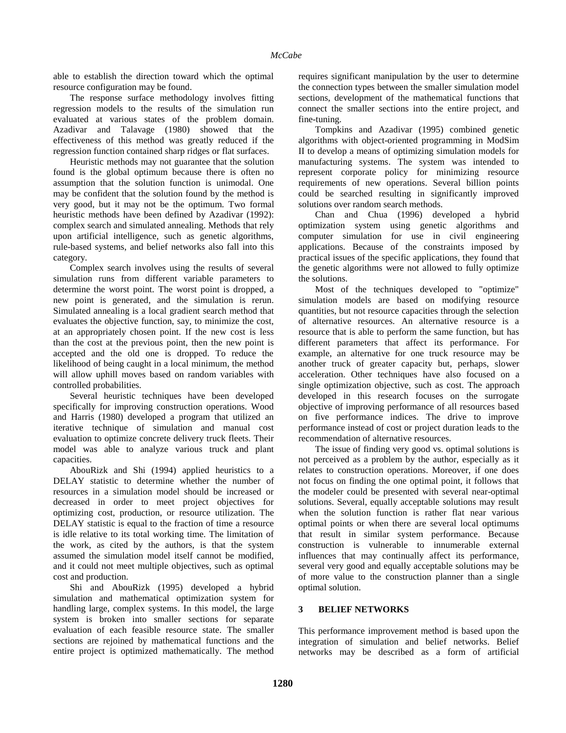able to establish the direction toward which the optimal resource configuration may be found.

The response surface methodology involves fitting regression models to the results of the simulation run evaluated at various states of the problem domain. Azadivar and Talavage (1980) showed that the effectiveness of this method was greatly reduced if the regression function contained sharp ridges or flat surfaces.

Heuristic methods may not guarantee that the solution found is the global optimum because there is often no assumption that the solution function is unimodal. One may be confident that the solution found by the method is very good, but it may not be the optimum. Two formal heuristic methods have been defined by Azadivar (1992): complex search and simulated annealing. Methods that rely upon artificial intelligence, such as genetic algorithms, rule-based systems, and belief networks also fall into this category.

Complex search involves using the results of several simulation runs from different variable parameters to determine the worst point. The worst point is dropped, a new point is generated, and the simulation is rerun. Simulated annealing is a local gradient search method that evaluates the objective function, say, to minimize the cost, at an appropriately chosen point. If the new cost is less than the cost at the previous point, then the new point is accepted and the old one is dropped. To reduce the likelihood of being caught in a local minimum, the method will allow uphill moves based on random variables with controlled probabilities.

Several heuristic techniques have been developed specifically for improving construction operations. Wood and Harris (1980) developed a program that utilized an iterative technique of simulation and manual cost evaluation to optimize concrete delivery truck fleets. Their model was able to analyze various truck and plant capacities.

AbouRizk and Shi (1994) applied heuristics to a DELAY statistic to determine whether the number of resources in a simulation model should be increased or decreased in order to meet project objectives for optimizing cost, production, or resource utilization. The DELAY statistic is equal to the fraction of time a resource is idle relative to its total working time. The limitation of the work, as cited by the authors, is that the system assumed the simulation model itself cannot be modified, and it could not meet multiple objectives, such as optimal cost and production.

Shi and AbouRizk (1995) developed a hybrid simulation and mathematical optimization system for handling large, complex systems. In this model, the large system is broken into smaller sections for separate evaluation of each feasible resource state. The smaller sections are rejoined by mathematical functions and the entire project is optimized mathematically. The method requires significant manipulation by the user to determine the connection types between the smaller simulation model sections, development of the mathematical functions that connect the smaller sections into the entire project, and fine-tuning.

Tompkins and Azadivar (1995) combined genetic algorithms with object-oriented programming in ModSim II to develop a means of optimizing simulation models for manufacturing systems. The system was intended to represent corporate policy for minimizing resource requirements of new operations. Several billion points could be searched resulting in significantly improved solutions over random search methods.

Chan and Chua (1996) developed a hybrid optimization system using genetic algorithms and computer simulation for use in civil engineering applications. Because of the constraints imposed by practical issues of the specific applications, they found that the genetic algorithms were not allowed to fully optimize the solutions.

Most of the techniques developed to "optimize" simulation models are based on modifying resource quantities, but not resource capacities through the selection of alternative resources. An alternative resource is a resource that is able to perform the same function, but has different parameters that affect its performance. For example, an alternative for one truck resource may be another truck of greater capacity but, perhaps, slower acceleration. Other techniques have also focused on a single optimization objective, such as cost. The approach developed in this research focuses on the surrogate objective of improving performance of all resources based on five performance indices. The drive to improve performance instead of cost or project duration leads to the recommendation of alternative resources.

The issue of finding very good vs. optimal solutions is not perceived as a problem by the author, especially as it relates to construction operations. Moreover, if one does not focus on finding the one optimal point, it follows that the modeler could be presented with several near-optimal solutions. Several, equally acceptable solutions may result when the solution function is rather flat near various optimal points or when there are several local optimums that result in similar system performance. Because construction is vulnerable to innumerable external influences that may continually affect its performance, several very good and equally acceptable solutions may be of more value to the construction planner than a single optimal solution.

## 3 BELIEF NETWORKS

This performance improvement method is based upon the integration of simulation and belief networks. Belief networks may be described as a form of artificial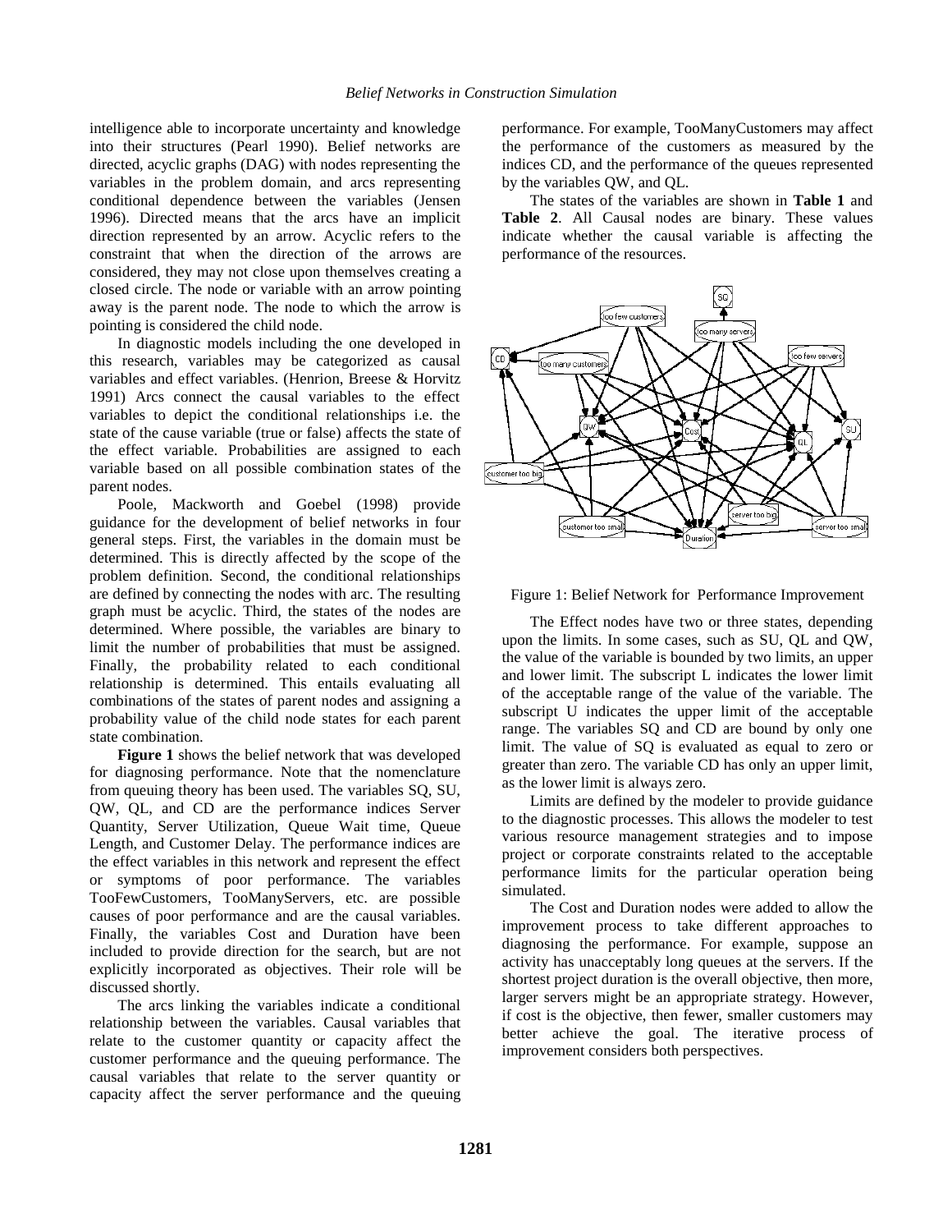intelligence able to incorporate uncertainty and knowledge into their structures (Pearl 1990). Belief networks are directed, acyclic graphs (DAG) with nodes representing the variables in the problem domain, and arcs representing conditional dependence between the variables (Jensen 1996). Directed means that the arcs have an implicit direction represented by an arrow. Acyclic refers to the constraint that when the direction of the arrows are considered, they may not close upon themselves creating a closed circle. The node or variable with an arrow pointing away is the parent node. The node to which the arrow is pointing is considered the child node.

In diagnostic models including the one developed in this research, variables may be categorized as causal variables and effect variables. (Henrion, Breese & Horvitz 1991) Arcs connect the causal variables to the effect variables to depict the conditional relationships i.e. the state of the cause variable (true or false) affects the state of the effect variable. Probabilities are assigned to each variable based on all possible combination states of the parent nodes.

Poole, Mackworth and Goebel (1998) provide guidance for the development of belief networks in four general steps. First, the variables in the domain must be determined. This is directly affected by the scope of the problem definition. Second, the conditional relationships are defined by connecting the nodes with arc. The resulting graph must be acyclic. Third, the states of the nodes are determined. Where possible, the variables are binary to limit the number of probabilities that must be assigned. Finally, the probability related to each conditional relationship is determined. This entails evaluating all combinations of the states of parent nodes and assigning a probability value of the child node states for each parent state combination.

**Figure 1** shows the belief network that was developed for diagnosing performance. Note that the nomenclature from queuing theory has been used. The variables SQ, SU, QW, QL, and CD are the performance indices Server Quantity, Server Utilization, Queue Wait time, Queue Length, and Customer Delay. The performance indices are the effect variables in this network and represent the effect or symptoms of poor performance. The variables TooFewCustomers, TooManyServers, etc. are possible causes of poor performance and are the causal variables. Finally, the variables Cost and Duration have been included to provide direction for the search, but are not explicitly incorporated as objectives. Their role will be discussed shortly.

The arcs linking the variables indicate a conditional relationship between the variables. Causal variables that relate to the customer quantity or capacity affect the customer performance and the queuing performance. The causal variables that relate to the server quantity or capacity affect the server performance and the queuing performance. For example, TooManyCustomers may affect the performance of the customers as measured by the indices CD, and the performance of the queues represented by the variables QW, and QL.

The states of the variables are shown in **Table 1** and **Table 2**. All Causal nodes are binary. These values indicate whether the causal variable is affecting the performance of the resources.

SQ
too few customers
too many servers
CD
too many customers
too few servers
QW
Cost
QL
SU
customer too big
server too big
customer too small
server too small
Duration

Figure 1: Belief Network for Performance Improvement

The Effect nodes have two or three states, depending upon the limits. In some cases, such as SU, QL and QW, the value of the variable is bounded by two limits, an upper and lower limit. The subscript L indicates the lower limit of the acceptable range of the value of the variable. The subscript U indicates the upper limit of the acceptable range. The variables SQ and CD are bound by only one limit. The value of SQ is evaluated as equal to zero or greater than zero. The variable CD has only an upper limit, as the lower limit is always zero.

Limits are defined by the modeler to provide guidance to the diagnostic processes. This allows the modeler to test various resource management strategies and to impose project or corporate constraints related to the acceptable performance limits for the particular operation being simulated.

The Cost and Duration nodes were added to allow the improvement process to take different approaches to diagnosing the performance. For example, suppose an activity has unacceptably long queues at the servers. If the shortest project duration is the overall objective, then more, larger servers might be an appropriate strategy. However, if cost is the objective, then fewer, smaller customers may better achieve the goal. The iterative process of improvement considers both perspectives.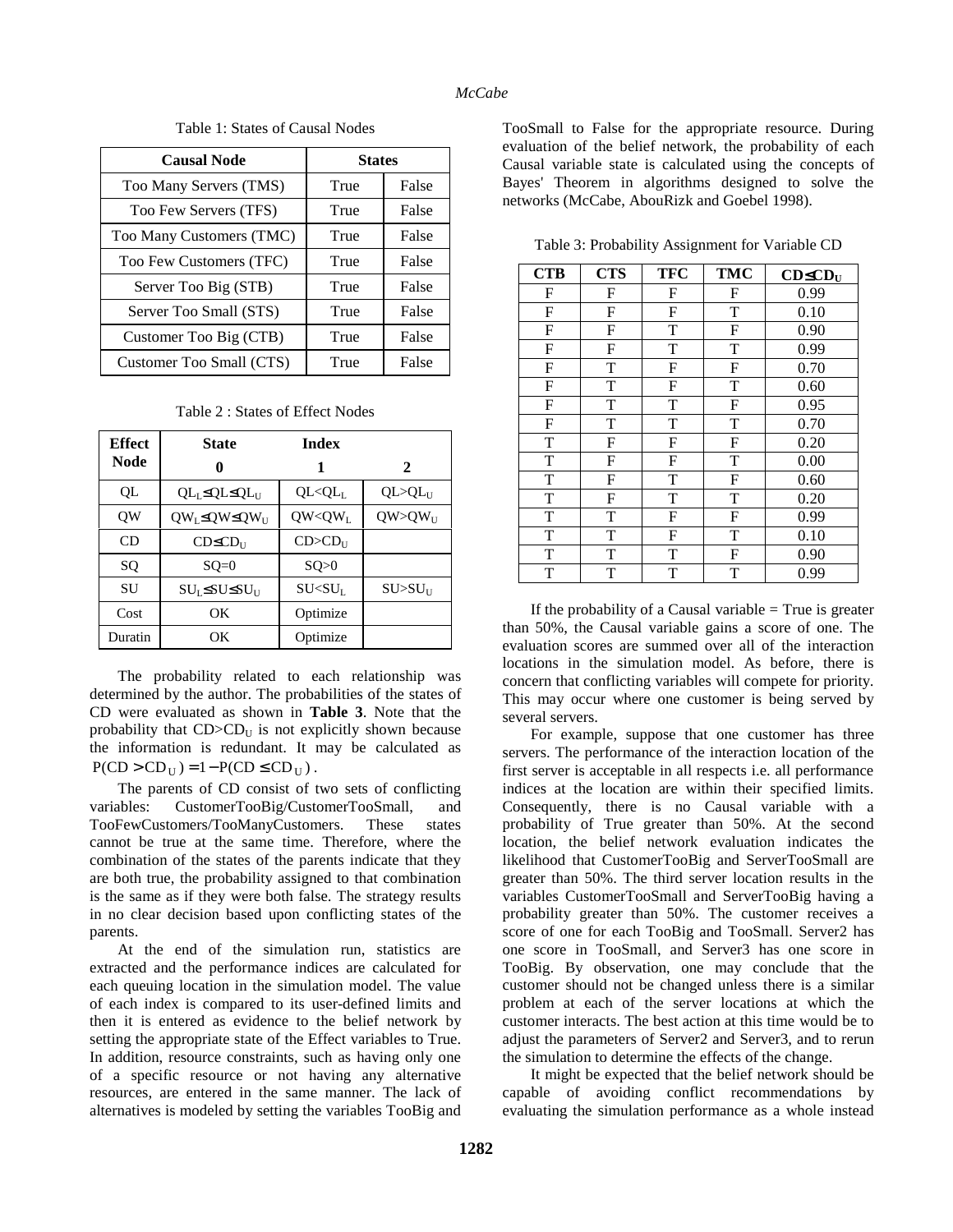Table 1: States of Causal Nodes

| Causal Node | States | |
|---|---|---|
| Too Many Servers (TMS) | True | False |
| Too Few Servers (TFS) | True | False |
| Too Many Customers (TMC) | True | False |
| Too Few Customers (TFC) | True | False |
| Server Too Big (STB) | True | False |
| Server Too Small (STS) | True | False |
| Customer Too Big (CTB) | True | False |
| Customer Too Small (CTS) | True | False |

Table 2 : States of Effect Nodes

| Effect Node | State Index 0 | 1 | 2 |
|---|---|---|---|
| QL | $QL_L \leq QL \leq QL_U$ | $QL<QL_L$ | $QL>QL_U$ |
| QW | $QW_L \leq QW \leq QW_U$ | $QW<QW_L$ | $QW>QW_U$ |
| CD | $CD \leq CD_U$ | $CD>CD_U$ | |
| SQ | $SQ=0$ | $SQ>0$ | |
| SU | $SU_L \leq SU \leq SU_U$ | $SU<SU_L$ | $SU>SU_U$ |
| Cost | OK | Optimize | |
| Duratin | OK | Optimize | |

The probability related to each relationship was determined by the author. The probabilities of the states of CD were evaluated as shown in **Table 3**. Note that the probability that $CD>CD_U$ is not explicitly shown because the information is redundant. It may be calculated as $P(CD > CD_U) = 1 - P(CD \leq CD_U)$.

The parents of CD consist of two sets of conflicting variables: CustomerTooBig/CustomerTooSmall, and TooFewCustomers/TooManyCustomers. These states cannot be true at the same time. Therefore, where the combination of the states of the parents indicate that they are both true, the probability assigned to that combination is the same as if they were both false. The strategy results in no clear decision based upon conflicting states of the parents.

At the end of the simulation run, statistics are extracted and the performance indices are calculated for each queuing location in the simulation model. The value of each index is compared to its user-defined limits and then it is entered as evidence to the belief network by setting the appropriate state of the Effect variables to True. In addition, resource constraints, such as having only one of a specific resource or not having any alternative resources, are entered in the same manner. The lack of alternatives is modeled by setting the variables TooBig and TooSmall to False for the appropriate resource. During evaluation of the belief network, the probability of each Causal variable state is calculated using the concepts of Bayes' Theorem in algorithms designed to solve the networks (McCabe, AbouRizk and Goebel 1998).

Table 3: Probability Assignment for Variable CD

| CTB | CTS | TFC | TMC | $CD \leq CD_U$ |
|---|---|---|---|---|
| F | F | F | F | 0.99 |
| F | F | F | T | 0.10 |
| F | F | T | F | 0.90 |
| F | F | T | T | 0.99 |
| F | T | F | F | 0.70 |
| F | T | F | T | 0.60 |
| F | T | T | F | 0.95 |
| F | T | T | T | 0.70 |
| T | F | F | F | 0.20 |
| T | F | F | T | 0.00 |
| T | F | T | F | 0.60 |
| T | F | T | T | 0.20 |
| T | T | F | F | 0.99 |
| T | T | F | T | 0.10 |
| T | T | T | F | 0.90 |
| T | T | T | T | 0.99 |

If the probability of a Causal variable = True is greater than 50%, the Causal variable gains a score of one. The evaluation scores are summed over all of the interaction locations in the simulation model. As before, there is concern that conflicting variables will compete for priority. This may occur where one customer is being served by several servers.

For example, suppose that one customer has three servers. The performance of the interaction location of the first server is acceptable in all respects i.e. all performance indices at the location are within their specified limits. Consequently, there is no Causal variable with a probability of True greater than 50%. At the second location, the belief network evaluation indicates the likelihood that CustomerTooBig and ServerTooSmall are greater than 50%. The third server location results in the variables CustomerTooSmall and ServerTooBig having a probability greater than 50%. The customer receives a score of one for each TooBig and TooSmall. Server2 has one score in TooSmall, and Server3 has one score in TooBig. By observation, one may conclude that the customer should not be changed unless there is a similar problem at each of the server locations at which the customer interacts. The best action at this time would be to adjust the parameters of Server2 and Server3, and to rerun the simulation to determine the effects of the change.

It might be expected that the belief network should be capable of avoiding conflict recommendations by evaluating the simulation performance as a whole instead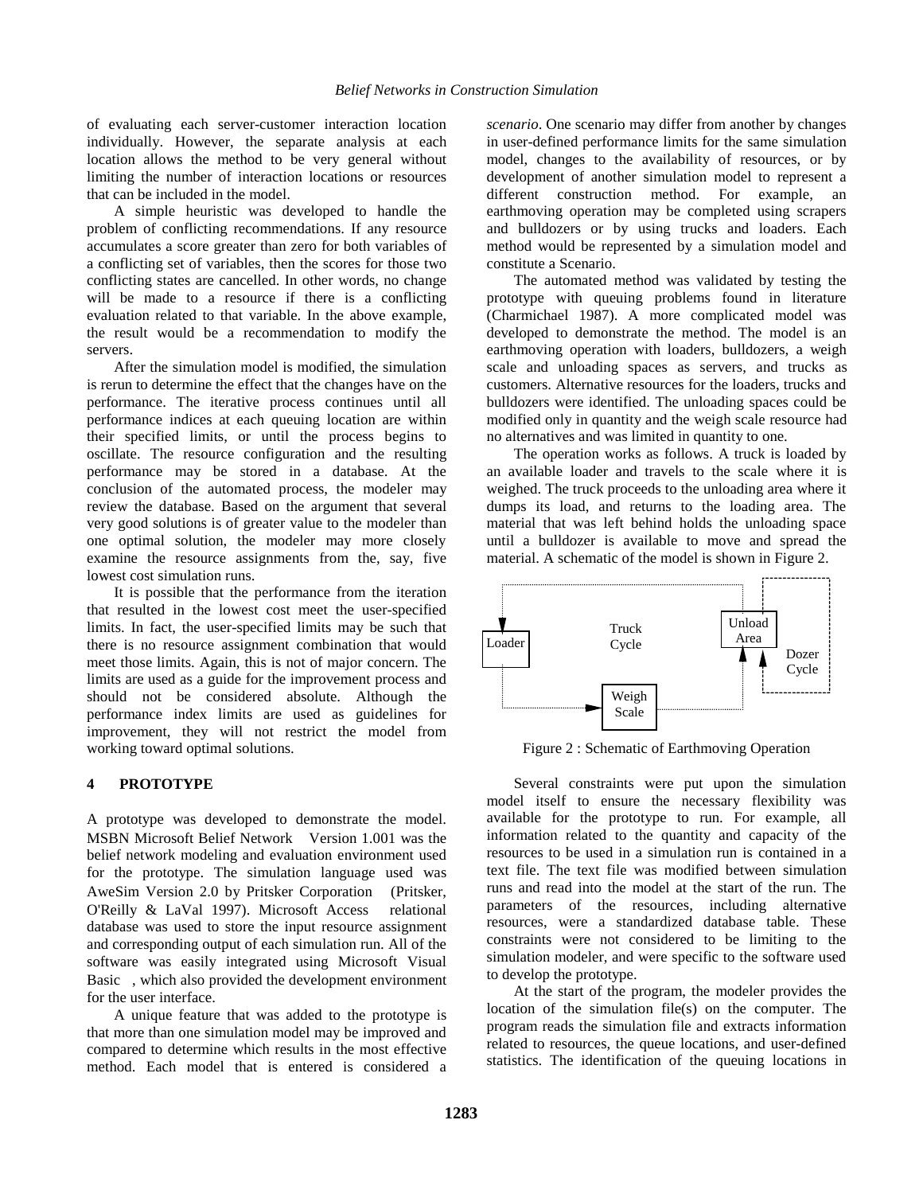of evaluating each server-customer interaction location individually. However, the separate analysis at each location allows the method to be very general without limiting the number of interaction locations or resources that can be included in the model.

A simple heuristic was developed to handle the problem of conflicting recommendations. If any resource accumulates a score greater than zero for both variables of a conflicting set of variables, then the scores for those two conflicting states are cancelled. In other words, no change will be made to a resource if there is a conflicting evaluation related to that variable. In the above example, the result would be a recommendation to modify the servers.

After the simulation model is modified, the simulation is rerun to determine the effect that the changes have on the performance. The iterative process continues until all performance indices at each queuing location are within their specified limits, or until the process begins to oscillate. The resource configuration and the resulting performance may be stored in a database. At the conclusion of the automated process, the modeler may review the database. Based on the argument that several very good solutions is of greater value to the modeler than one optimal solution, the modeler may more closely examine the resource assignments from the, say, five lowest cost simulation runs.

It is possible that the performance from the iteration that resulted in the lowest cost meet the user-specified limits. In fact, the user-specified limits may be such that there is no resource assignment combination that would meet those limits. Again, this is not of major concern. The limits are used as a guide for the improvement process and should not be considered absolute. Although the performance index limits are used as guidelines for improvement, they will not restrict the model from working toward optimal solutions.

## 4 PROTOTYPE

A prototype was developed to demonstrate the model. MSBN Microsoft Belief Network Version 1.001 was the belief network modeling and evaluation environment used for the prototype. The simulation language used was AweSim Version 2.0 by Pritsker Corporation (Pritsker, O'Reilly & LaVal 1997). Microsoft Access relational database was used to store the input resource assignment and corresponding output of each simulation run. All of the software was easily integrated using Microsoft Visual Basic , which also provided the development environment for the user interface.

A unique feature that was added to the prototype is that more than one simulation model may be improved and compared to determine which results in the most effective method. Each model that is entered is considered a *scenario*. One scenario may differ from another by changes in user-defined performance limits for the same simulation model, changes to the availability of resources, or by development of another simulation model to represent a different construction method. For example, an earthmoving operation may be completed using scrapers and bulldozers or by using trucks and loaders. Each method would be represented by a simulation model and constitute a Scenario.

The automated method was validated by testing the prototype with queuing problems found in literature (Charmichael 1987). A more complicated model was developed to demonstrate the method. The model is an earthmoving operation with loaders, bulldozers, a weigh scale and unloading spaces as servers, and trucks as customers. Alternative resources for the loaders, trucks and bulldozers were identified. The unloading spaces could be modified only in quantity and the weigh scale resource had no alternatives and was limited in quantity to one.

The operation works as follows. A truck is loaded by an available loader and travels to the scale where it is weighed. The truck proceeds to the unloading area where it dumps its load, and returns to the loading area. The material that was left behind holds the unloading space until a bulldozer is available to move and spread the material. A schematic of the model is shown in Figure 2.

Loader
Truck Cycle
Unload Area
Dozer Cycle
Weigh Scale

Figure 2 : Schematic of Earthmoving Operation

Several constraints were put upon the simulation model itself to ensure the necessary flexibility was available for the prototype to run. For example, all information related to the quantity and capacity of the resources to be used in a simulation run is contained in a text file. The text file was modified between simulation runs and read into the model at the start of the run. The parameters of the resources, including alternative resources, were a standardized database table. These constraints were not considered to be limiting to the simulation modeler, and were specific to the software used to develop the prototype.

At the start of the program, the modeler provides the location of the simulation file(s) on the computer. The program reads the simulation file and extracts information related to resources, the queue locations, and user-defined statistics. The identification of the queuing locations in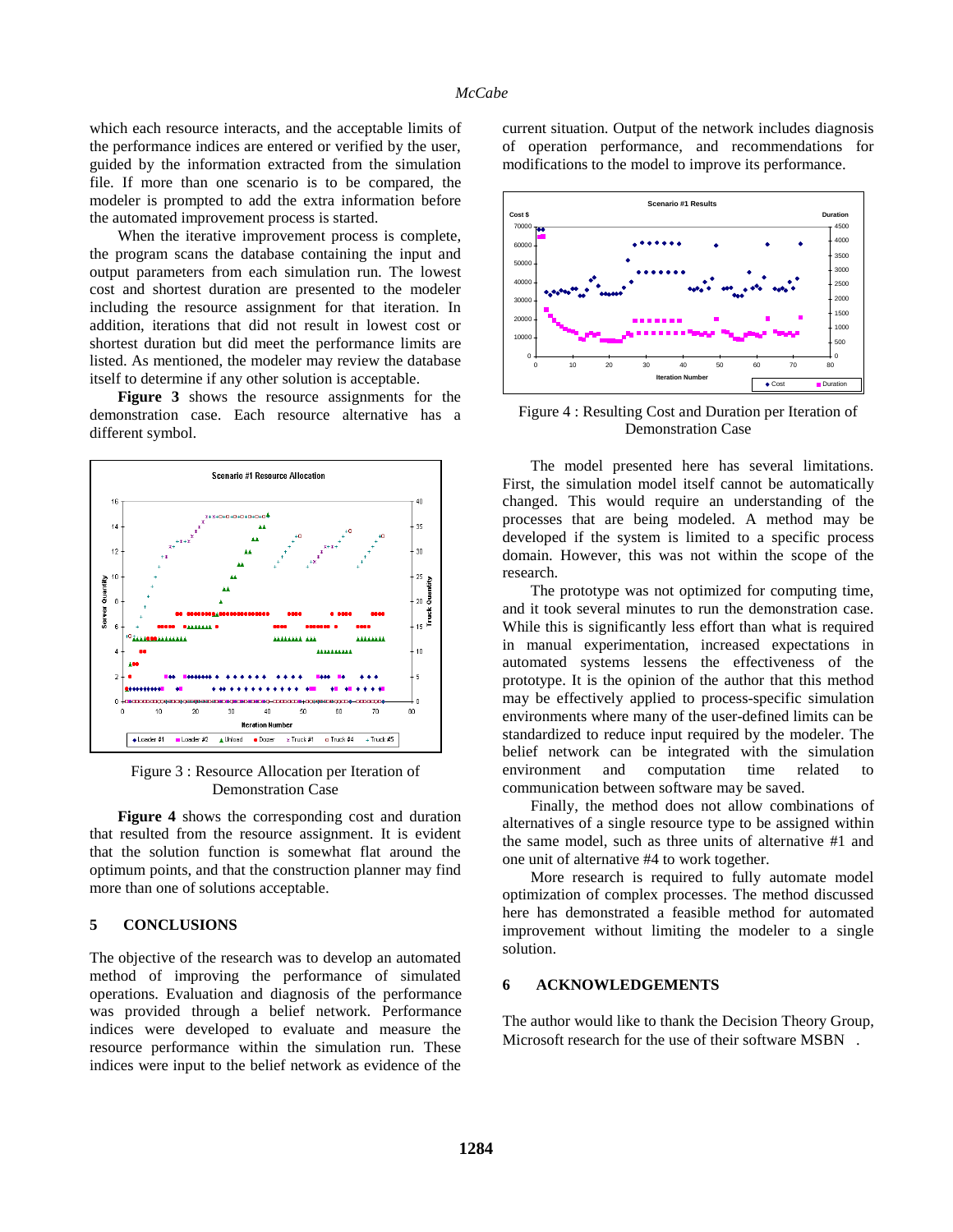which each resource interacts, and the acceptable limits of the performance indices are entered or verified by the user, guided by the information extracted from the simulation file. If more than one scenario is to be compared, the modeler is prompted to add the extra information before the automated improvement process is started.

When the iterative improvement process is complete, the program scans the database containing the input and output parameters from each simulation run. The lowest cost and shortest duration are presented to the modeler including the resource assignment for that iteration. In addition, iterations that did not result in lowest cost or shortest duration but did meet the performance limits are listed. As mentioned, the modeler may review the database itself to determine if any other solution is acceptable.

**Figure 3** shows the resource assignments for the demonstration case. Each resource alternative has a different symbol.

Figure 3 : Resource Allocation per Iteration of Demonstration Case

**Figure 4** shows the corresponding cost and duration that resulted from the resource assignment. It is evident that the solution function is somewhat flat around the optimum points, and that the construction planner may find more than one of solutions acceptable.

## 5 CONCLUSIONS

The objective of the research was to develop an automated method of improving the performance of simulated operations. Evaluation and diagnosis of the performance was provided through a belief network. Performance indices were developed to evaluate and measure the resource performance within the simulation run. These indices were input to the belief network as evidence of the current situation. Output of the network includes diagnosis of operation performance, and recommendations for modifications to the model to improve its performance.

Figure 4 : Resulting Cost and Duration per Iteration of Demonstration Case

The model presented here has several limitations. First, the simulation model itself cannot be automatically changed. This would require an understanding of the processes that are being modeled. A method may be developed if the system is limited to a specific process domain. However, this was not within the scope of the research.

The prototype was not optimized for computing time, and it took several minutes to run the demonstration case. While this is significantly less effort than what is required in manual experimentation, increased expectations in automated systems lessens the effectiveness of the prototype. It is the opinion of the author that this method may be effectively applied to process-specific simulation environments where many of the user-defined limits can be standardized to reduce input required by the modeler. The belief network can be integrated with the simulation environment and computation time related to communication between software may be saved.

Finally, the method does not allow combinations of alternatives of a single resource type to be assigned within the same model, such as three units of alternative #1 and one unit of alternative #4 to work together.

More research is required to fully automate model optimization of complex processes. The method discussed here has demonstrated a feasible method for automated improvement without limiting the modeler to a single solution.

## 6 ACKNOWLEDGEMENTS

The author would like to thank the Decision Theory Group, Microsoft research for the use of their software MSBN .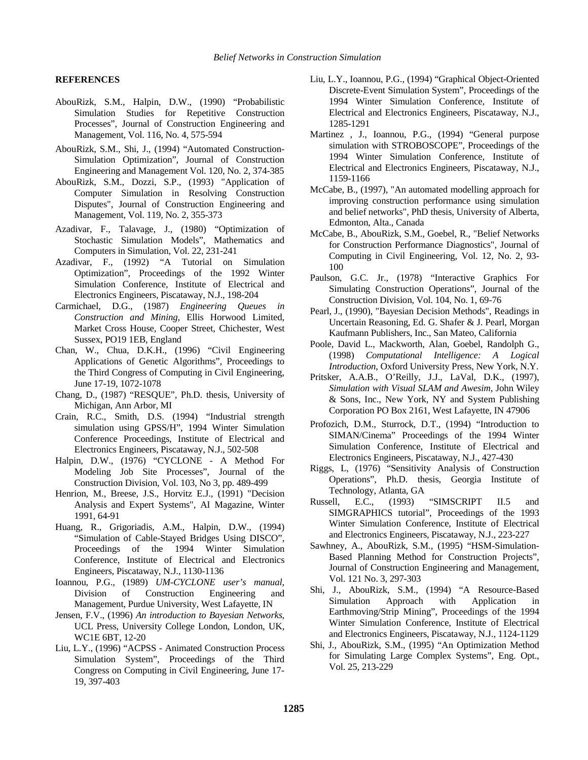## REFERENCES

AbouRizk, S.M., Halpin, D.W., (1990) "Probabilistic Simulation Studies for Repetitive Construction Processes", Journal of Construction Engineering and Management, Vol. 116, No. 4, 575-594

AbouRizk, S.M., Shi, J., (1994) "Automated Construction-Simulation Optimization", Journal of Construction Engineering and Management Vol. 120, No. 2, 374-385

AbouRizk, S.M., Dozzi, S.P., (1993) "Application of Computer Simulation in Resolving Construction Disputes", Journal of Construction Engineering and Management, Vol. 119, No. 2, 355-373

Azadivar, F., Talavage, J., (1980) "Optimization of Stochastic Simulation Models", Mathematics and Computers in Simulation, Vol. 22, 231-241

Azadivar, F., (1992) "A Tutorial on Simulation Optimization", Proceedings of the 1992 Winter Simulation Conference, Institute of Electrical and Electronics Engineers, Piscataway, N.J., 198-204

Carmichael, D.G., (1987) *Engineering Queues in Construction and Mining*, Ellis Horwood Limited, Market Cross House, Cooper Street, Chichester, West Sussex, PO19 1EB, England

Chan, W., Chua, D.K.H., (1996) "Civil Engineering Applications of Genetic Algorithms", Proceedings to the Third Congress of Computing in Civil Engineering, June 17-19, 1072-1078

Chang, D., (1987) "RESQUE", Ph.D. thesis, University of Michigan, Ann Arbor, MI

Crain, R.C., Smith, D.S. (1994) "Industrial strength simulation using GPSS/H", 1994 Winter Simulation Conference Proceedings, Institute of Electrical and Electronics Engineers, Piscataway, N.J., 502-508

Halpin, D.W., (1976) "CYCLONE - A Method For Modeling Job Site Processes", Journal of the Construction Division, Vol. 103, No 3, pp. 489-499

Henrion, M., Breese, J.S., Horvitz E.J., (1991) "Decision Analysis and Expert Systems", AI Magazine, Winter 1991, 64-91

Huang, R., Grigoriadis, A.M., Halpin, D.W., (1994) "Simulation of Cable-Stayed Bridges Using DISCO", Proceedings of the 1994 Winter Simulation Conference, Institute of Electrical and Electronics Engineers, Piscataway, N.J., 1130-1136

Ioannou, P.G., (1989) *UM-CYCLONE user's manual*, Division of Construction Engineering and Management, Purdue University, West Lafayette, IN

Jensen, F.V., (1996) *An introduction to Bayesian Networks*, UCL Press, University College London, London, UK, WC1E 6BT, 12-20

Liu, L.Y., (1996) "ACPSS - Animated Construction Process Simulation System", Proceedings of the Third Congress on Computing in Civil Engineering, June 17-19, 397-403

Liu, L.Y., Ioannou, P.G., (1994) "Graphical Object-Oriented Discrete-Event Simulation System", Proceedings of the 1994 Winter Simulation Conference, Institute of Electrical and Electronics Engineers, Piscataway, N.J., 1285-1291

Martinez , J., Ioannou, P.G., (1994) "General purpose simulation with STROBOSCOPE", Proceedings of the 1994 Winter Simulation Conference, Institute of Electrical and Electronics Engineers, Piscataway, N.J., 1159-1166

McCabe, B., (1997), "An automated modelling approach for improving construction performance using simulation and belief networks", PhD thesis, University of Alberta, Edmonton, Alta., Canada

McCabe, B., AbouRizk, S.M., Goebel, R., "Belief Networks for Construction Performance Diagnostics", Journal of Computing in Civil Engineering, Vol. 12, No. 2, 93-100

Paulson, G.C. Jr., (1978) "Interactive Graphics For Simulating Construction Operations", Journal of the Construction Division, Vol. 104, No. 1, 69-76

Pearl, J., (1990), "Bayesian Decision Methods", Readings in Uncertain Reasoning, Ed. G. Shafer & J. Pearl, Morgan Kaufmann Publishers, Inc., San Mateo, California

Poole, David L., Mackworth, Alan, Goebel, Randolph G., (1998) *Computational Intelligence: A Logical Introduction*, Oxford University Press, New York, N.Y.

Pritsker, A.A.B., O'Reilly, J.J., LaVal, D.K., (1997), *Simulation with Visual SLAM and Awesim*, John Wiley & Sons, Inc., New York, NY and System Publishing Corporation PO Box 2161, West Lafayette, IN 47906

Profozich, D.M., Sturrock, D.T., (1994) "Introduction to SIMAN/Cinema" Proceedings of the 1994 Winter Simulation Conference, Institute of Electrical and Electronics Engineers, Piscataway, N.J., 427-430

Riggs, L, (1976) "Sensitivity Analysis of Construction Operations", Ph.D. thesis, Georgia Institute of Technology, Atlanta, GA

Russell, E.C., (1993) "SIMSCRIPT II.5 and SIMGRAPHICS tutorial", Proceedings of the 1993 Winter Simulation Conference, Institute of Electrical and Electronics Engineers, Piscataway, N.J., 223-227

Sawhney, A., AbouRizk, S.M., (1995) "HSM-Simulation-Based Planning Method for Construction Projects", Journal of Construction Engineering and Management, Vol. 121 No. 3, 297-303

Shi, J., AbouRizk, S.M., (1994) "A Resource-Based Simulation Approach with Application in Earthmoving/Strip Mining", Proceedings of the 1994 Winter Simulation Conference, Institute of Electrical and Electronics Engineers, Piscataway, N.J., 1124-1129

Shi, J., AbouRizk, S.M., (1995) "An Optimization Method for Simulating Large Complex Systems", Eng. Opt., Vol. 25, 213-229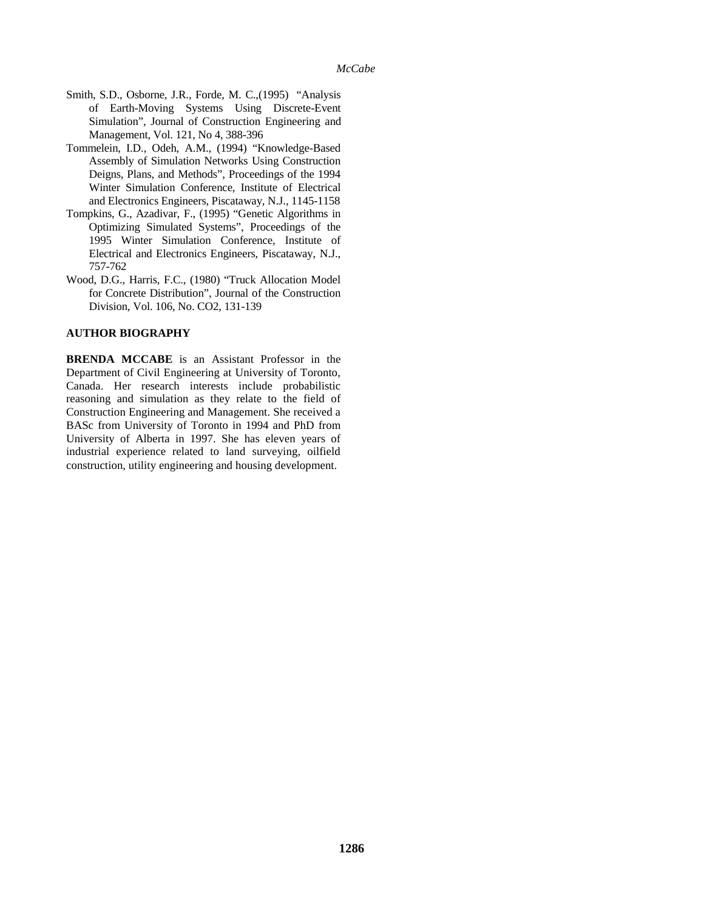Smith, S.D., Osborne, J.R., Forde, M. C.,(1995) "Analysis of Earth-Moving Systems Using Discrete-Event Simulation", Journal of Construction Engineering and Management, Vol. 121, No 4, 388-396

Tommelein, I.D., Odeh, A.M., (1994) "Knowledge-Based Assembly of Simulation Networks Using Construction Deigns, Plans, and Methods", Proceedings of the 1994 Winter Simulation Conference, Institute of Electrical and Electronics Engineers, Piscataway, N.J., 1145-1158

Tompkins, G., Azadivar, F., (1995) "Genetic Algorithms in Optimizing Simulated Systems", Proceedings of the 1995 Winter Simulation Conference, Institute of Electrical and Electronics Engineers, Piscataway, N.J., 757-762

Wood, D.G., Harris, F.C., (1980) "Truck Allocation Model for Concrete Distribution", Journal of the Construction Division, Vol. 106, No. CO2, 131-139

## AUTHOR BIOGRAPHY

**BRENDA MCCABE** is an Assistant Professor in the Department of Civil Engineering at University of Toronto, Canada. Her research interests include probabilistic reasoning and simulation as they relate to the field of Construction Engineering and Management. She received a BASc from University of Toronto in 1994 and PhD from University of Alberta in 1997. She has eleven years of industrial experience related to land surveying, oilfield construction, utility engineering and housing development.